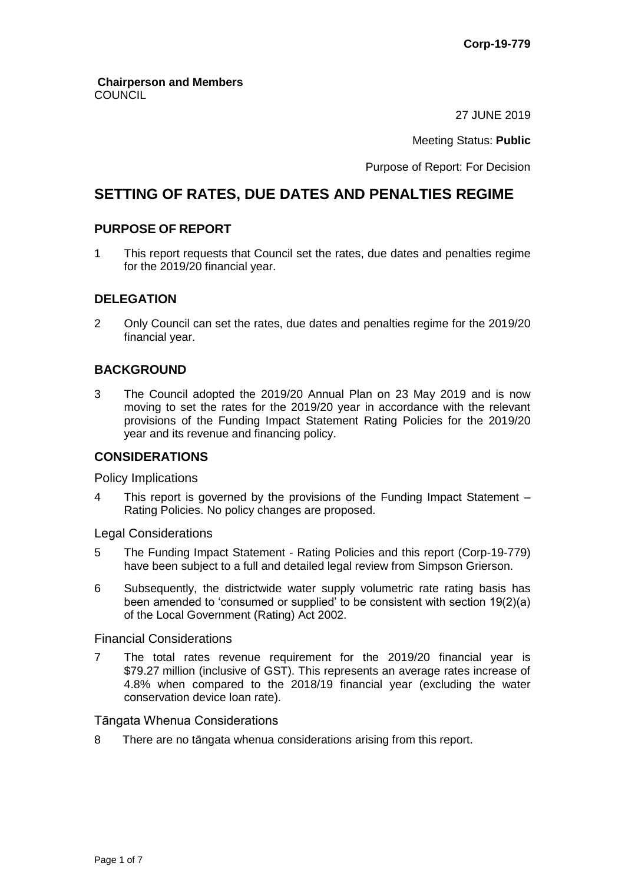**Corp-19-779**

**Chairperson and Members**
COUNCIL

27 JUNE 2019

Meeting Status: **Public**

Purpose of Report: For Decision

# SETTING OF RATES, DUE DATES AND PENALTIES REGIME

## PURPOSE OF REPORT

1 This report requests that Council set the rates, due dates and penalties regime for the 2019/20 financial year.

## DELEGATION

2 Only Council can set the rates, due dates and penalties regime for the 2019/20 financial year.

## BACKGROUND

3 The Council adopted the 2019/20 Annual Plan on 23 May 2019 and is now moving to set the rates for the 2019/20 year in accordance with the relevant provisions of the Funding Impact Statement Rating Policies for the 2019/20 year and its revenue and financing policy.

## CONSIDERATIONS

### Policy Implications

4 This report is governed by the provisions of the Funding Impact Statement – Rating Policies. No policy changes are proposed.

### Legal Considerations

5 The Funding Impact Statement - Rating Policies and this report (Corp-19-779) have been subject to a full and detailed legal review from Simpson Grierson.

6 Subsequently, the districtwide water supply volumetric rate rating basis has been amended to 'consumed or supplied' to be consistent with section 19(2)(a) of the Local Government (Rating) Act 2002.

### Financial Considerations

7 The total rates revenue requirement for the 2019/20 financial year is $79.27 million (inclusive of GST). This represents an average rates increase of 4.8% when compared to the 2018/19 financial year (excluding the water conservation device loan rate).

### Tāngata Whenua Considerations

8 There are no tāngata whenua considerations arising from this report.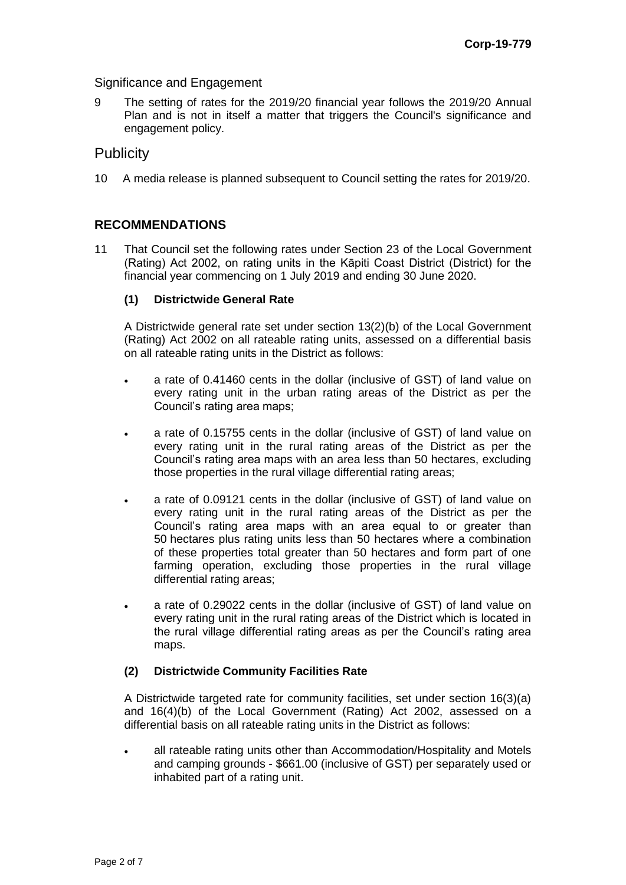## Significance and Engagement

9 The setting of rates for the 2019/20 financial year follows the 2019/20 Annual Plan and is not in itself a matter that triggers the Council's significance and engagement policy.

# Publicity

10 A media release is planned subsequent to Council setting the rates for 2019/20.

## RECOMMENDATIONS

11 That Council set the following rates under Section 23 of the Local Government (Rating) Act 2002, on rating units in the Kāpiti Coast District (District) for the financial year commencing on 1 July 2019 and ending 30 June 2020.

### (1) Districtwide General Rate

A Districtwide general rate set under section 13(2)(b) of the Local Government (Rating) Act 2002 on all rateable rating units, assessed on a differential basis on all rateable rating units in the District as follows:

- a rate of 0.41460 cents in the dollar (inclusive of GST) of land value on every rating unit in the urban rating areas of the District as per the Council's rating area maps;
- a rate of 0.15755 cents in the dollar (inclusive of GST) of land value on every rating unit in the rural rating areas of the District as per the Council's rating area maps with an area less than 50 hectares, excluding those properties in the rural village differential rating areas;
- a rate of 0.09121 cents in the dollar (inclusive of GST) of land value on every rating unit in the rural rating areas of the District as per the Council's rating area maps with an area equal to or greater than 50 hectares plus rating units less than 50 hectares where a combination of these properties total greater than 50 hectares and form part of one farming operation, excluding those properties in the rural village differential rating areas;
- a rate of 0.29022 cents in the dollar (inclusive of GST) of land value on every rating unit in the rural rating areas of the District which is located in the rural village differential rating areas as per the Council's rating area maps.

### (2) Districtwide Community Facilities Rate

A Districtwide targeted rate for community facilities, set under section 16(3)(a) and 16(4)(b) of the Local Government (Rating) Act 2002, assessed on a differential basis on all rateable rating units in the District as follows:

- all rateable rating units other than Accommodation/Hospitality and Motels and camping grounds - $661.00 (inclusive of GST) per separately used or inhabited part of a rating unit.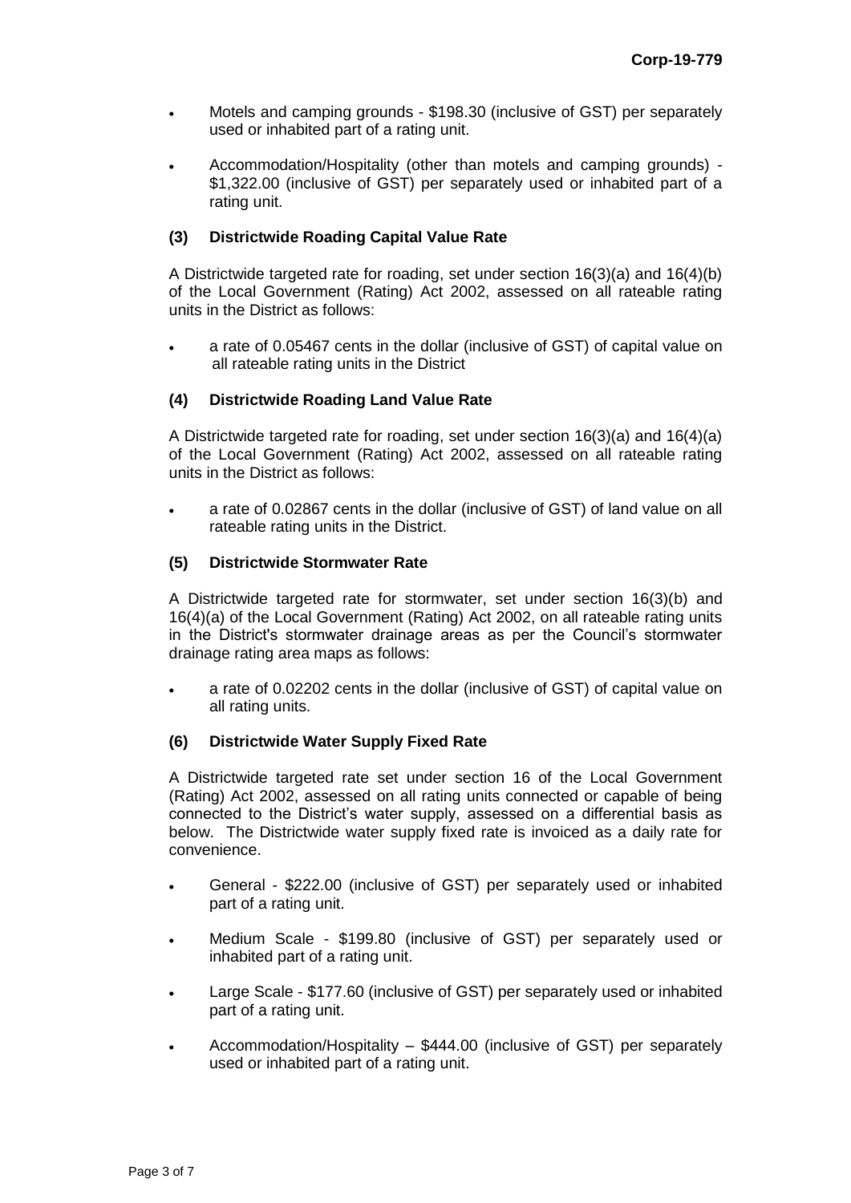- Motels and camping grounds - $198.30 (inclusive of GST) per separately used or inhabited part of a rating unit.
- Accommodation/Hospitality (other than motels and camping grounds) - $1,322.00 (inclusive of GST) per separately used or inhabited part of a rating unit.

**(3) Districtwide Roading Capital Value Rate**

A Districtwide targeted rate for roading, set under section 16(3)(a) and 16(4)(b) of the Local Government (Rating) Act 2002, assessed on all rateable rating units in the District as follows:

- a rate of 0.05467 cents in the dollar (inclusive of GST) of capital value on all rateable rating units in the District

**(4) Districtwide Roading Land Value Rate**

A Districtwide targeted rate for roading, set under section 16(3)(a) and 16(4)(a) of the Local Government (Rating) Act 2002, assessed on all rateable rating units in the District as follows:

- a rate of 0.02867 cents in the dollar (inclusive of GST) of land value on all rateable rating units in the District.

**(5) Districtwide Stormwater Rate**

A Districtwide targeted rate for stormwater, set under section 16(3)(b) and 16(4)(a) of the Local Government (Rating) Act 2002, on all rateable rating units in the District's stormwater drainage areas as per the Council's stormwater drainage rating area maps as follows:

- a rate of 0.02202 cents in the dollar (inclusive of GST) of capital value on all rating units.

**(6) Districtwide Water Supply Fixed Rate**

A Districtwide targeted rate set under section 16 of the Local Government (Rating) Act 2002, assessed on all rating units connected or capable of being connected to the District's water supply, assessed on a differential basis as below. The Districtwide water supply fixed rate is invoiced as a daily rate for convenience.

- General - $222.00 (inclusive of GST) per separately used or inhabited part of a rating unit.
- Medium Scale - $199.80 (inclusive of GST) per separately used or inhabited part of a rating unit.
- Large Scale - $177.60 (inclusive of GST) per separately used or inhabited part of a rating unit.
- Accommodation/Hospitality – $444.00 (inclusive of GST) per separately used or inhabited part of a rating unit.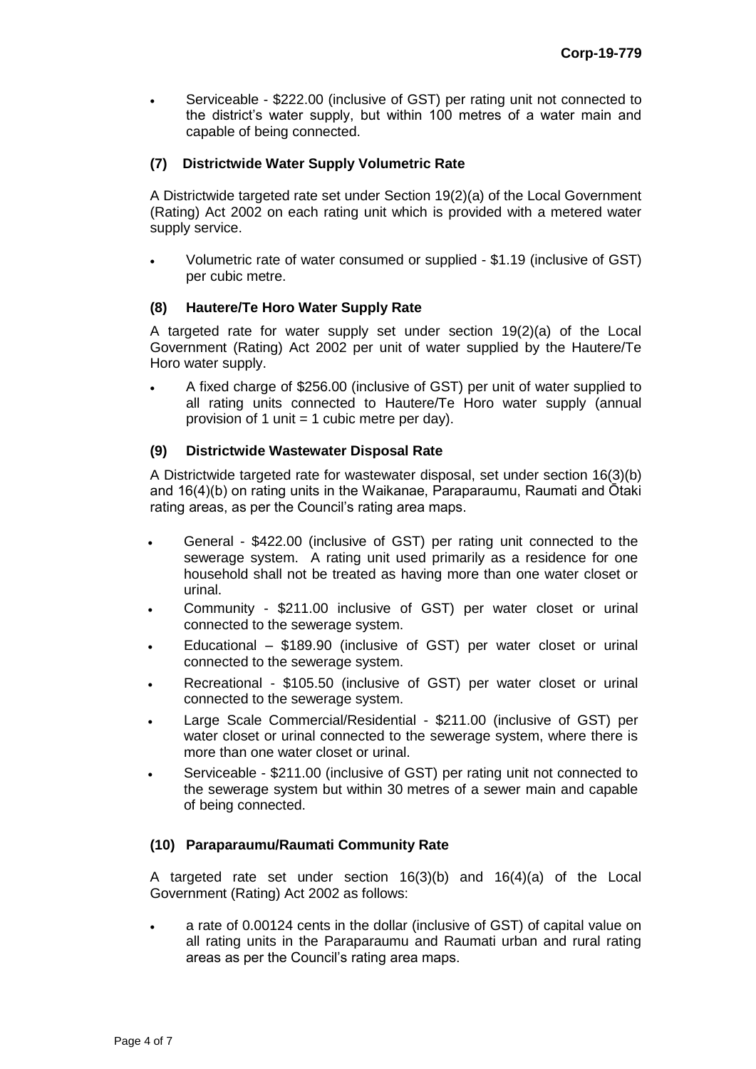- Serviceable - $222.00 (inclusive of GST) per rating unit not connected to the district's water supply, but within 100 metres of a water main and capable of being connected.

### (7) Districtwide Water Supply Volumetric Rate

A Districtwide targeted rate set under Section 19(2)(a) of the Local Government (Rating) Act 2002 on each rating unit which is provided with a metered water supply service.

- Volumetric rate of water consumed or supplied - $1.19 (inclusive of GST) per cubic metre.

### (8) Hautere/Te Horo Water Supply Rate

A targeted rate for water supply set under section 19(2)(a) of the Local Government (Rating) Act 2002 per unit of water supplied by the Hautere/Te Horo water supply.

- A fixed charge of $256.00 (inclusive of GST) per unit of water supplied to all rating units connected to Hautere/Te Horo water supply (annual provision of 1 unit = 1 cubic metre per day).

### (9) Districtwide Wastewater Disposal Rate

A Districtwide targeted rate for wastewater disposal, set under section 16(3)(b) and 16(4)(b) on rating units in the Waikanae, Paraparaumu, Raumati and Ōtaki rating areas, as per the Council's rating area maps.

- General - $422.00 (inclusive of GST) per rating unit connected to the sewerage system. A rating unit used primarily as a residence for one household shall not be treated as having more than one water closet or urinal.
- Community - $211.00 inclusive of GST) per water closet or urinal connected to the sewerage system.
- Educational – $189.90 (inclusive of GST) per water closet or urinal connected to the sewerage system.
- Recreational - $105.50 (inclusive of GST) per water closet or urinal connected to the sewerage system.
- Large Scale Commercial/Residential - $211.00 (inclusive of GST) per water closet or urinal connected to the sewerage system, where there is more than one water closet or urinal.
- Serviceable - $211.00 (inclusive of GST) per rating unit not connected to the sewerage system but within 30 metres of a sewer main and capable of being connected.

### (10) Paraparaumu/Raumati Community Rate

A targeted rate set under section 16(3)(b) and 16(4)(a) of the Local Government (Rating) Act 2002 as follows:

- a rate of 0.00124 cents in the dollar (inclusive of GST) of capital value on all rating units in the Paraparaumu and Raumati urban and rural rating areas as per the Council's rating area maps.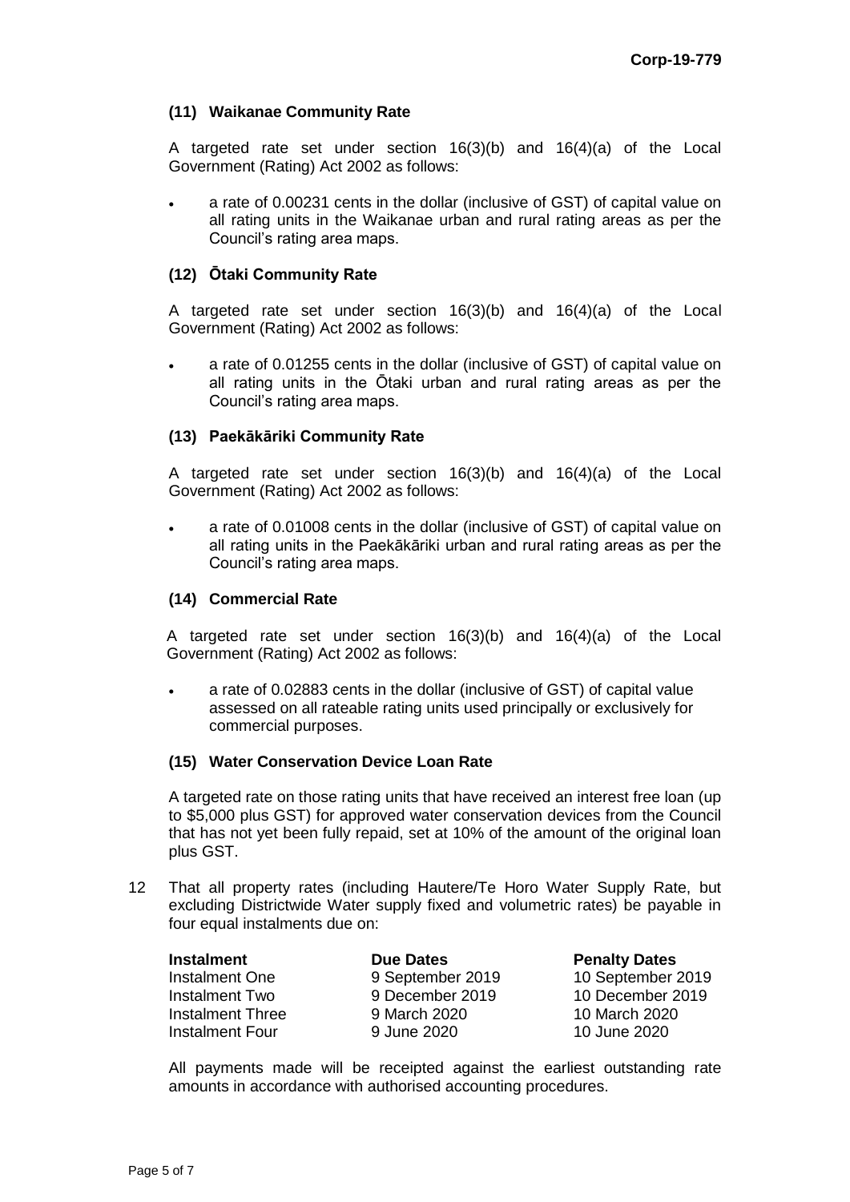#### (11) Waikanae Community Rate

A targeted rate set under section 16(3)(b) and 16(4)(a) of the Local Government (Rating) Act 2002 as follows:

- a rate of 0.00231 cents in the dollar (inclusive of GST) of capital value on all rating units in the Waikanae urban and rural rating areas as per the Council's rating area maps.

#### (12) Ōtaki Community Rate

A targeted rate set under section 16(3)(b) and 16(4)(a) of the Local Government (Rating) Act 2002 as follows:

- a rate of 0.01255 cents in the dollar (inclusive of GST) of capital value on all rating units in the Ōtaki urban and rural rating areas as per the Council's rating area maps.

#### (13) Paekākāriki Community Rate

A targeted rate set under section 16(3)(b) and 16(4)(a) of the Local Government (Rating) Act 2002 as follows:

- a rate of 0.01008 cents in the dollar (inclusive of GST) of capital value on all rating units in the Paekākāriki urban and rural rating areas as per the Council's rating area maps.

#### (14) Commercial Rate

A targeted rate set under section 16(3)(b) and 16(4)(a) of the Local Government (Rating) Act 2002 as follows:

- a rate of 0.02883 cents in the dollar (inclusive of GST) of capital value assessed on all rateable rating units used principally or exclusively for commercial purposes.

#### (15) Water Conservation Device Loan Rate

A targeted rate on those rating units that have received an interest free loan (up to $5,000 plus GST) for approved water conservation devices from the Council that has not yet been fully repaid, set at 10% of the amount of the original loan plus GST.

12 That all property rates (including Hautere/Te Horo Water Supply Rate, but excluding Districtwide Water supply fixed and volumetric rates) be payable in four equal instalments due on:

| Instalment | Due Dates | Penalty Dates |
|---|---|---|
| Instalment One | 9 September 2019 | 10 September 2019 |
| Instalment Two | 9 December 2019 | 10 December 2019 |
| Instalment Three | 9 March 2020 | 10 March 2020 |
| Instalment Four | 9 June 2020 | 10 June 2020 |

All payments made will be receipted against the earliest outstanding rate amounts in accordance with authorised accounting procedures.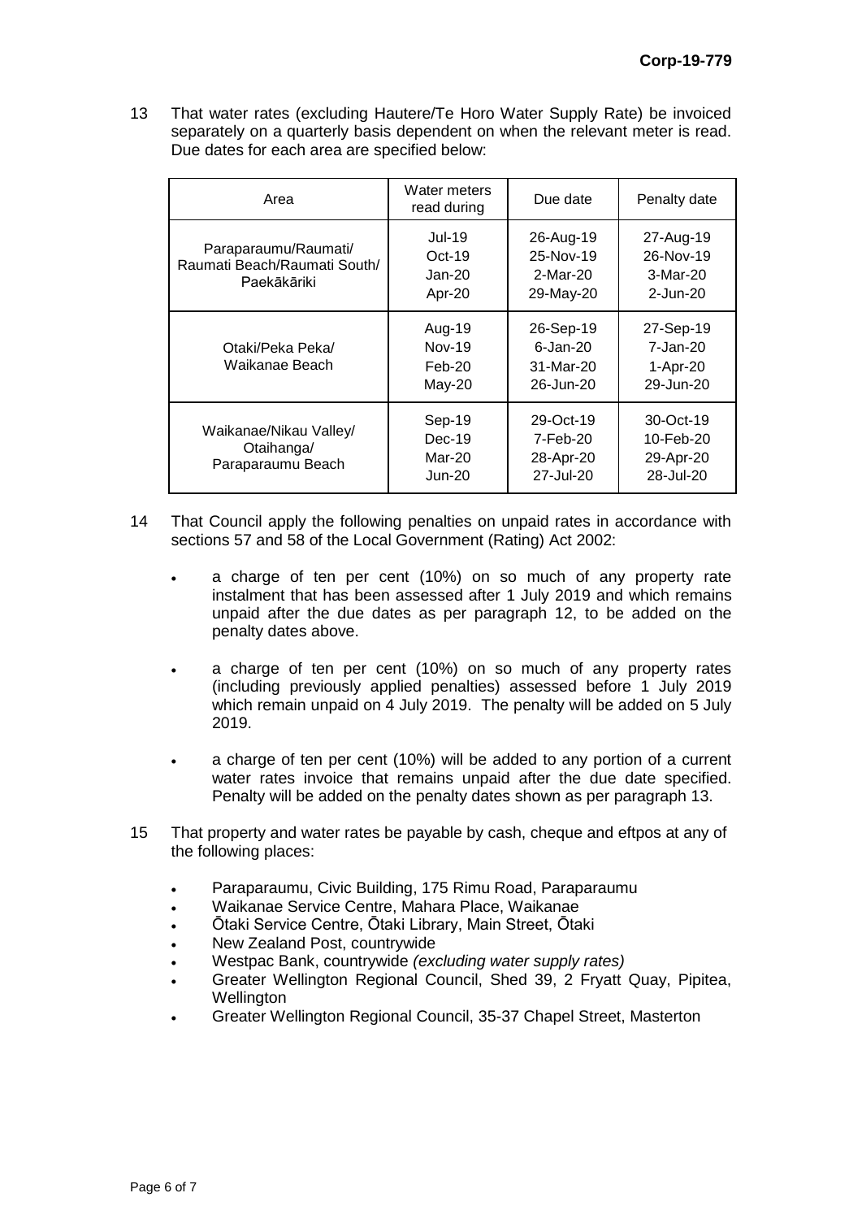13 That water rates (excluding Hautere/Te Horo Water Supply Rate) be invoiced separately on a quarterly basis dependent on when the relevant meter is read. Due dates for each area are specified below:

| Area | Water meters read during | Due date | Penalty date |
|---|---|---|---|
| Paraparaumu/Raumati/ Raumati Beach/Raumati South/ Paekākāriki | Jul-19<br>Oct-19<br>Jan-20<br>Apr-20 | 26-Aug-19<br>25-Nov-19<br>2-Mar-20<br>29-May-20 | 27-Aug-19<br>26-Nov-19<br>3-Mar-20<br>2-Jun-20 |
| Otaki/Peka Peka/ Waikanae Beach | Aug-19<br>Nov-19<br>Feb-20<br>May-20 | 26-Sep-19<br>6-Jan-20<br>31-Mar-20<br>26-Jun-20 | 27-Sep-19<br>7-Jan-20<br>1-Apr-20<br>29-Jun-20 |
| Waikanae/Nikau Valley/ Otaihanga/ Paraparaumu Beach | Sep-19<br>Dec-19<br>Mar-20<br>Jun-20 | 29-Oct-19<br>7-Feb-20<br>28-Apr-20<br>27-Jul-20 | 30-Oct-19<br>10-Feb-20<br>29-Apr-20<br>28-Jul-20 |

14 That Council apply the following penalties on unpaid rates in accordance with sections 57 and 58 of the Local Government (Rating) Act 2002:

- a charge of ten per cent (10%) on so much of any property rate instalment that has been assessed after 1 July 2019 and which remains unpaid after the due dates as per paragraph 12, to be added on the penalty dates above.
- a charge of ten per cent (10%) on so much of any property rates (including previously applied penalties) assessed before 1 July 2019 which remain unpaid on 4 July 2019. The penalty will be added on 5 July 2019.
- a charge of ten per cent (10%) will be added to any portion of a current water rates invoice that remains unpaid after the due date specified. Penalty will be added on the penalty dates shown as per paragraph 13.

15 That property and water rates be payable by cash, cheque and eftpos at any of the following places:

- Paraparaumu, Civic Building, 175 Rimu Road, Paraparaumu
- Waikanae Service Centre, Mahara Place, Waikanae
- Ōtaki Service Centre, Ōtaki Library, Main Street, Ōtaki
- New Zealand Post, countrywide
- Westpac Bank, countrywide *(excluding water supply rates)*
- Greater Wellington Regional Council, Shed 39, 2 Fryatt Quay, Pipitea, Wellington
- Greater Wellington Regional Council, 35-37 Chapel Street, Masterton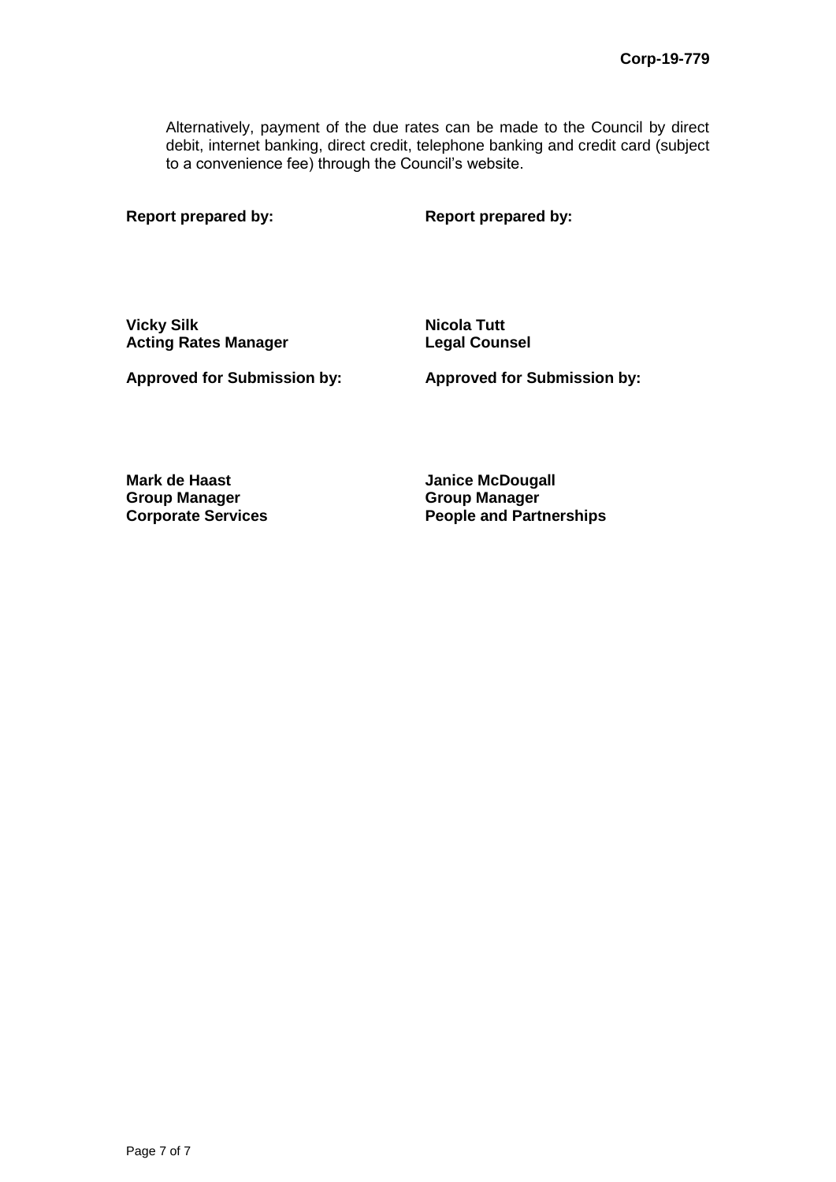Alternatively, payment of the due rates can be made to the Council by direct debit, internet banking, direct credit, telephone banking and credit card (subject to a convenience fee) through the Council's website.

| | |
|---|---|
| **Report prepared by:** | **Report prepared by:** |
| **Vicky Silk**<br>**Acting Rates Manager** | **Nicola Tutt**<br>**Legal Counsel** |
| **Approved for Submission by:** | **Approved for Submission by:** |
| **Mark de Haast**<br>**Group Manager**<br>**Corporate Services** | **Janice McDougall**<br>**Group Manager**<br>**People and Partnerships** |